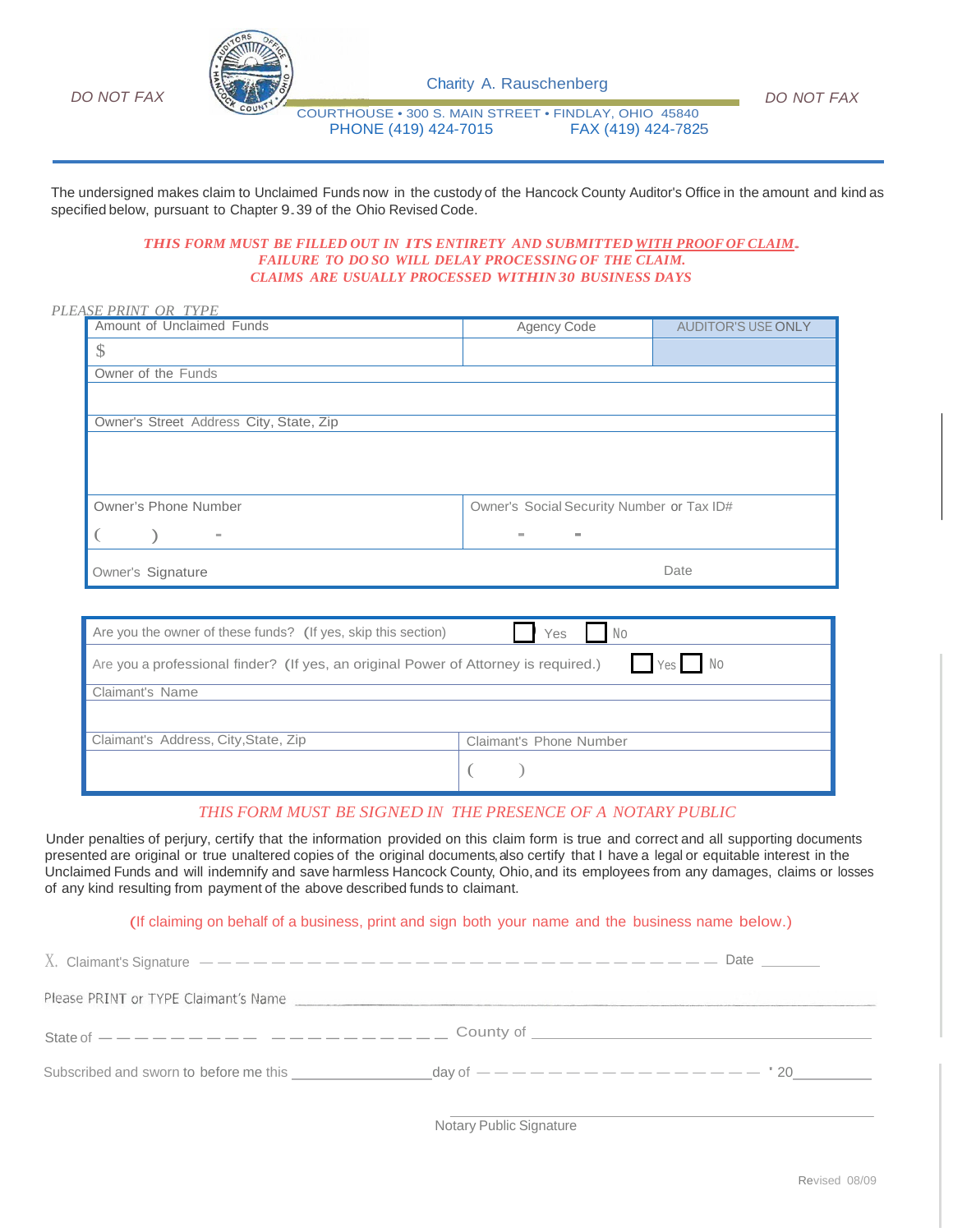DO NOT FAX

Charity A. Rauschenberg

COURTHOUSE • 300 S. MAIN STREET • FINDLAY, OHIO 45840
PHONE (419) 424-7015 FAX (419) 424-7825

DO NOT FAX

The undersigned makes claim to Unclaimed Funds now in the custody of the Hancock County Auditor's Office in the amount and kind as specified below, pursuant to Chapter 9.39 of the Ohio Revised Code.

***THIS FORM MUST BE FILLED OUT IN ITS ENTIRETY AND SUBMITTED WITH PROOF OF CLAIM.***
***FAILURE TO DO SO WILL DELAY PROCESSING OF THE CLAIM.***
***CLAIMS ARE USUALLY PROCESSED WITHIN 30 BUSINESS DAYS***

*PLEASE PRINT OR TYPE*

| Amount of Unclaimed Funds | Agency Code | AUDITOR'S USE ONLY |
|---|---|---|
| $ | | |
| Owner of the Funds | | |
| | | |
| Owner's Street Address City, State, Zip | | |
| | | |
| Owner's Phone Number ( ) - | Owner's Social Security Number or Tax ID# - - | |
| Owner's Signature | Date | |

| Are you the owner of these funds? (If yes, skip this section) | ☐ Yes ☐ No |
|---|---|
| Are you a professional finder? (If yes, an original Power of Attorney is required.) | ☐ Yes ☐ No |
| Claimant's Name | |
| | |
| Claimant's Address, City, State, Zip | Claimant's Phone Number |
| | ( ) |

*THIS FORM MUST BE SIGNED IN THE PRESENCE OF A NOTARY PUBLIC*

Under penalties of perjury, certify that the information provided on this claim form is true and correct and all supporting documents presented are original or true unaltered copies of the original documents, also certify that I have a legal or equitable interest in the Unclaimed Funds and will indemnify and save harmless Hancock County, Ohio, and its employees from any damages, claims or losses of any kind resulting from payment of the above described funds to claimant.

(If claiming on behalf of a business, print and sign both your name and the business name below.)

X. Claimant's Signature ______________________________ Date ________

Please PRINT or TYPE Claimant's Name ______________________________

State of ______________________ County of ______________________

Subscribed and sworn to before me this ____________ day of ______________________ , 20________

______________________________
Notary Public Signature

Revised 08/09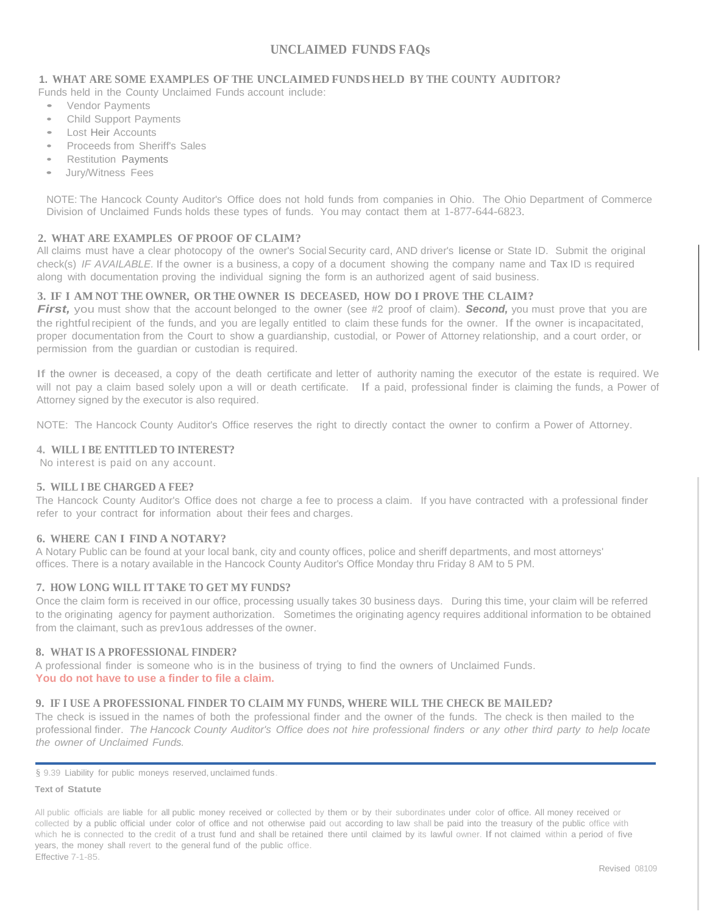# UNCLAIMED FUNDS FAQs

## 1. WHAT ARE SOME EXAMPLES OF THE UNCLAIMED FUNDS HELD BY THE COUNTY AUDITOR?

Funds held in the County Unclaimed Funds account include:

- Vendor Payments
- Child Support Payments
- Lost Heir Accounts
- Proceeds from Sheriff's Sales
- Restitution Payments
- Jury/Witness Fees

NOTE: The Hancock County Auditor's Office does not hold funds from companies in Ohio. The Ohio Department of Commerce Division of Unclaimed Funds holds these types of funds. You may contact them at 1-877-644-6823.

## 2. WHAT ARE EXAMPLES OF PROOF OF CLAIM?

All claims must have a clear photocopy of the owner's Social Security card, AND driver's license or State ID. Submit the original check(s) *IF AVAILABLE*. If the owner is a business, a copy of a document showing the company name and Tax ID is required along with documentation proving the individual signing the form is an authorized agent of said business.

## 3. IF I AM NOT THE OWNER, OR THE OWNER IS DECEASED, HOW DO I PROVE THE CLAIM?

***First,*** you must show that the account belonged to the owner (see #2 proof of claim). ***Second,*** you must prove that you are the rightful recipient of the funds, and you are legally entitled to claim these funds for the owner. If the owner is incapacitated, proper documentation from the Court to show a guardianship, custodial, or Power of Attorney relationship, and a court order, or permission from the guardian or custodian is required.

If the owner is deceased, a copy of the death certificate and letter of authority naming the executor of the estate is required. We will not pay a claim based solely upon a will or death certificate. If a paid, professional finder is claiming the funds, a Power of Attorney signed by the executor is also required.

NOTE: The Hancock County Auditor's Office reserves the right to directly contact the owner to confirm a Power of Attorney.

## 4. WILL I BE ENTITLED TO INTEREST?

No interest is paid on any account.

## 5. WILL I BE CHARGED A FEE?

The Hancock County Auditor's Office does not charge a fee to process a claim. If you have contracted with a professional finder refer to your contract for information about their fees and charges.

## 6. WHERE CAN I FIND A NOTARY?

A Notary Public can be found at your local bank, city and county offices, police and sheriff departments, and most attorneys' offices. There is a notary available in the Hancock County Auditor's Office Monday thru Friday 8 AM to 5 PM.

## 7. HOW LONG WILL IT TAKE TO GET MY FUNDS?

Once the claim form is received in our office, processing usually takes 30 business days. During this time, your claim will be referred to the originating agency for payment authorization. Sometimes the originating agency requires additional information to be obtained from the claimant, such as prev1ous addresses of the owner.

## 8. WHAT IS A PROFESSIONAL FINDER?

A professional finder is someone who is in the business of trying to find the owners of Unclaimed Funds.

**You do not have to use a finder to file a claim.**

## 9. IF I USE A PROFESSIONAL FINDER TO CLAIM MY FUNDS, WHERE WILL THE CHECK BE MAILED?

The check is issued in the names of both the professional finder and the owner of the funds. The check is then mailed to the professional finder. *The Hancock County Auditor's Office does not hire professional finders or any other third party to help locate the owner of Unclaimed Funds.*

---

§ 9.39 Liability for public moneys reserved, unclaimed funds.

**Text of Statute**

All public officials are liable for all public money received or collected by them or by their subordinates under color of office. All money received or collected by a public official under color of office and not otherwise paid out according to law shall be paid into the treasury of the public office with which he is connected to the credit of a trust fund and shall be retained there until claimed by its lawful owner. If not claimed within a period of five years, the money shall revert to the general fund of the public office.

Effective 7-1-85.

Revised 08109